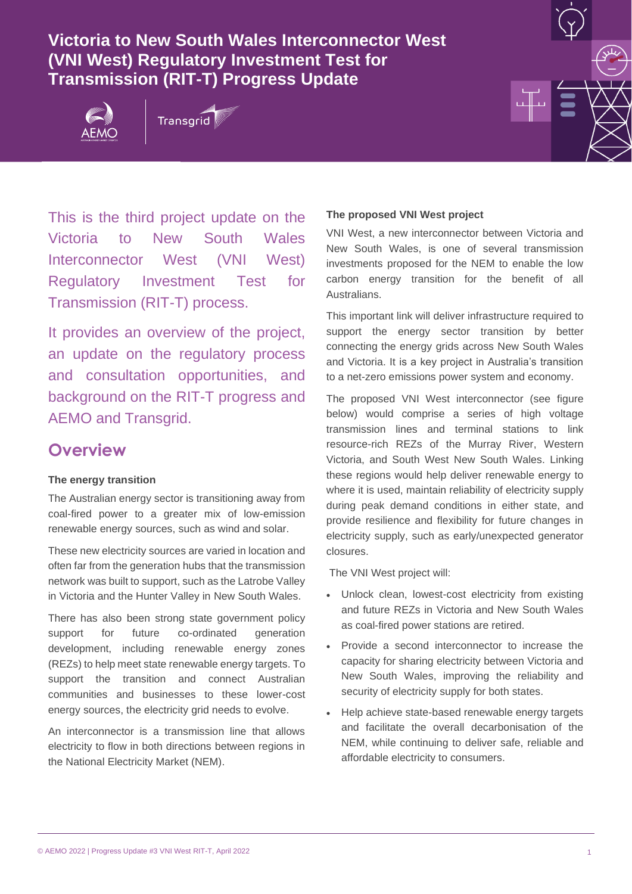# Victoria to New South Wales Interconnector West (VNI West) Regulatory Investment Test for Transmission (RIT-T) Progress Update

This is the third project update on the Victoria to New South Wales Interconnector West (VNI West) Regulatory Investment Test for Transmission (RIT-T) process.

It provides an overview of the project, an update on the regulatory process and consultation opportunities, and background on the RIT-T progress and AEMO and Transgrid.

## Overview

**The energy transition**

The Australian energy sector is transitioning away from coal-fired power to a greater mix of low-emission renewable energy sources, such as wind and solar.

These new electricity sources are varied in location and often far from the generation hubs that the transmission network was built to support, such as the Latrobe Valley in Victoria and the Hunter Valley in New South Wales.

There has also been strong state government policy support for future co-ordinated generation development, including renewable energy zones (REZs) to help meet state renewable energy targets. To support the transition and connect Australian communities and businesses to these lower-cost energy sources, the electricity grid needs to evolve.

An interconnector is a transmission line that allows electricity to flow in both directions between regions in the National Electricity Market (NEM).

**The proposed VNI West project**

VNI West, a new interconnector between Victoria and New South Wales, is one of several transmission investments proposed for the NEM to enable the low carbon energy transition for the benefit of all Australians.

This important link will deliver infrastructure required to support the energy sector transition by better connecting the energy grids across New South Wales and Victoria. It is a key project in Australia's transition to a net-zero emissions power system and economy.

The proposed VNI West interconnector (see figure below) would comprise a series of high voltage transmission lines and terminal stations to link resource-rich REZs of the Murray River, Western Victoria, and South West New South Wales. Linking these regions would help deliver renewable energy to where it is used, maintain reliability of electricity supply during peak demand conditions in either state, and provide resilience and flexibility for future changes in electricity supply, such as early/unexpected generator closures.

The VNI West project will:

- Unlock clean, lowest-cost electricity from existing and future REZs in Victoria and New South Wales as coal-fired power stations are retired.
- Provide a second interconnector to increase the capacity for sharing electricity between Victoria and New South Wales, improving the reliability and security of electricity supply for both states.
- Help achieve state-based renewable energy targets and facilitate the overall decarbonisation of the NEM, while continuing to deliver safe, reliable and affordable electricity to consumers.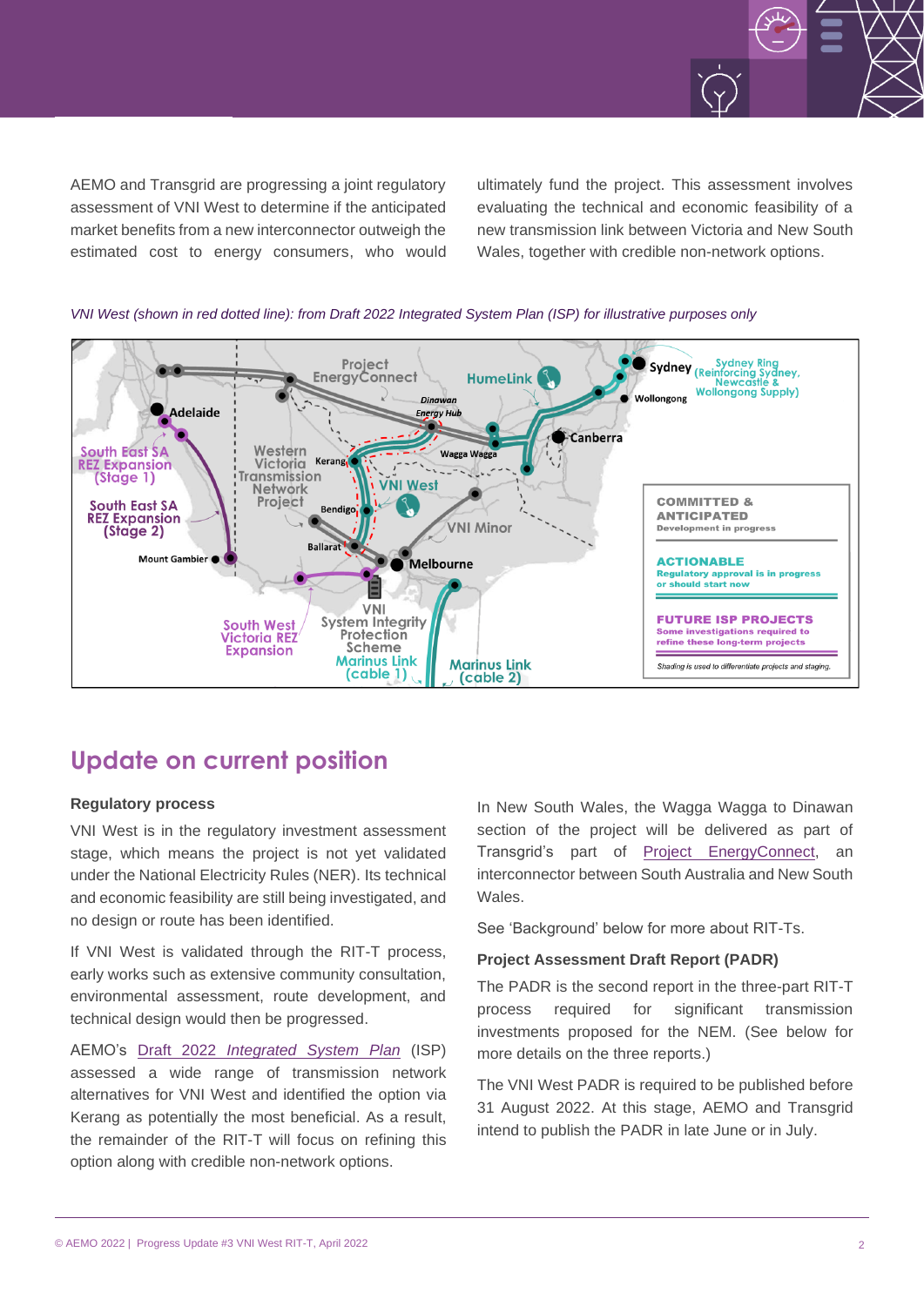AEMO and Transgrid are progressing a joint regulatory assessment of VNI West to determine if the anticipated market benefits from a new interconnector outweigh the estimated cost to energy consumers, who would ultimately fund the project. This assessment involves evaluating the technical and economic feasibility of a new transmission link between Victoria and New South Wales, together with credible non-network options.

*VNI West (shown in red dotted line): from Draft 2022 Integrated System Plan (ISP) for illustrative purposes only*

## Update on current position

**Regulatory process**

VNI West is in the regulatory investment assessment stage, which means the project is not yet validated under the National Electricity Rules (NER). Its technical and economic feasibility are still being investigated, and no design or route has been identified.

If VNI West is validated through the RIT-T process, early works such as extensive community consultation, environmental assessment, route development, and technical design would then be progressed.

AEMO's Draft 2022 *Integrated System Plan* (ISP) assessed a wide range of transmission network alternatives for VNI West and identified the option via Kerang as potentially the most beneficial. As a result, the remainder of the RIT-T will focus on refining this option along with credible non-network options.

In New South Wales, the Wagga Wagga to Dinawan section of the project will be delivered as part of Transgrid's part of Project EnergyConnect, an interconnector between South Australia and New South Wales.

See 'Background' below for more about RIT-Ts.

**Project Assessment Draft Report (PADR)**

The PADR is the second report in the three-part RIT-T process required for significant transmission investments proposed for the NEM. (See below for more details on the three reports.)

The VNI West PADR is required to be published before 31 August 2022. At this stage, AEMO and Transgrid intend to publish the PADR in late June or in July.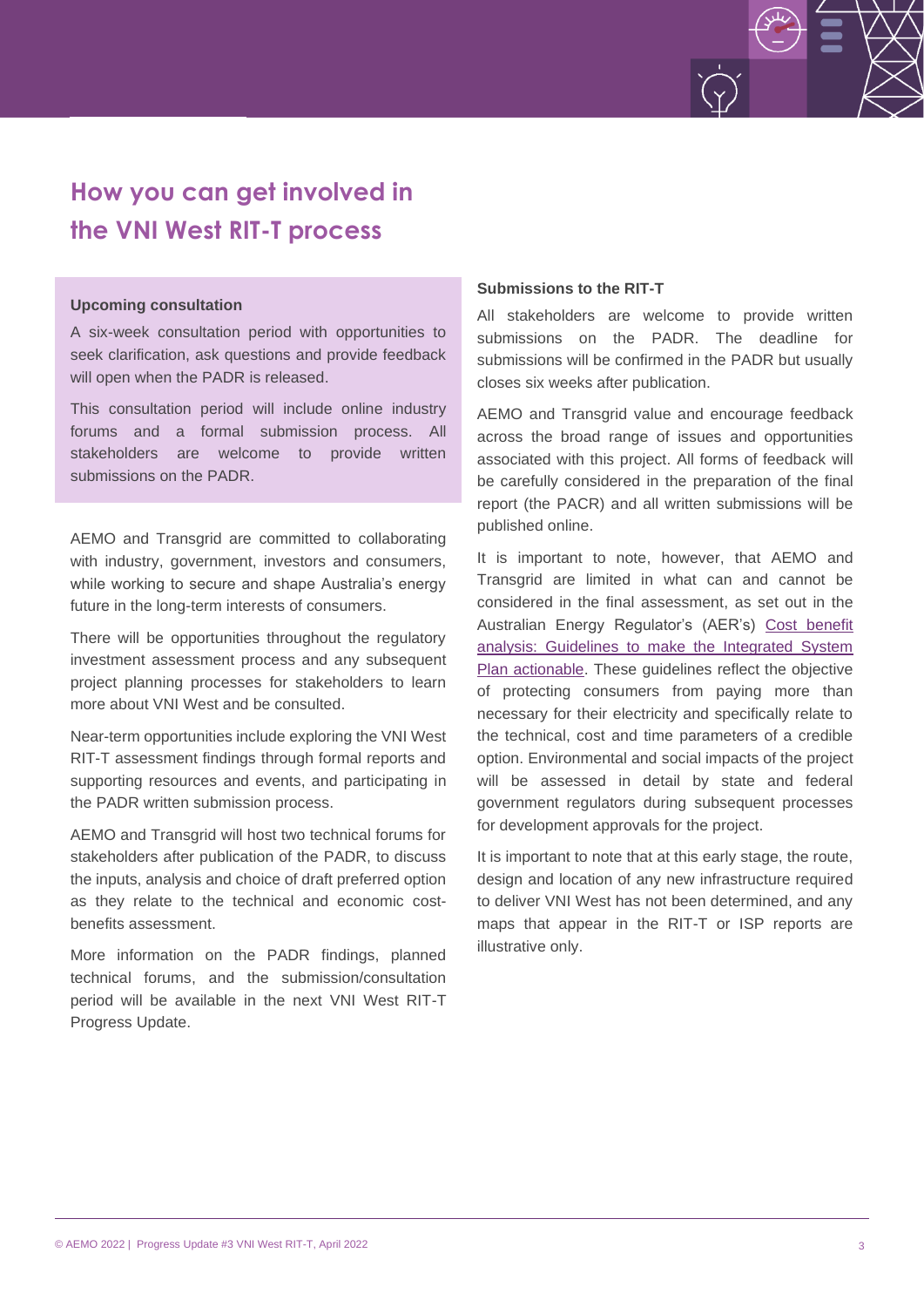# How you can get involved in the VNI West RIT-T process

**Upcoming consultation**

A six-week consultation period with opportunities to seek clarification, ask questions and provide feedback will open when the PADR is released.

This consultation period will include online industry forums and a formal submission process. All stakeholders are welcome to provide written submissions on the PADR.

AEMO and Transgrid are committed to collaborating with industry, government, investors and consumers, while working to secure and shape Australia's energy future in the long-term interests of consumers.

There will be opportunities throughout the regulatory investment assessment process and any subsequent project planning processes for stakeholders to learn more about VNI West and be consulted.

Near-term opportunities include exploring the VNI West RIT-T assessment findings through formal reports and supporting resources and events, and participating in the PADR written submission process.

AEMO and Transgrid will host two technical forums for stakeholders after publication of the PADR, to discuss the inputs, analysis and choice of draft preferred option as they relate to the technical and economic cost-benefits assessment.

More information on the PADR findings, planned technical forums, and the submission/consultation period will be available in the next VNI West RIT-T Progress Update.

**Submissions to the RIT-T**

All stakeholders are welcome to provide written submissions on the PADR. The deadline for submissions will be confirmed in the PADR but usually closes six weeks after publication.

AEMO and Transgrid value and encourage feedback across the broad range of issues and opportunities associated with this project. All forms of feedback will be carefully considered in the preparation of the final report (the PACR) and all written submissions will be published online.

It is important to note, however, that AEMO and Transgrid are limited in what can and cannot be considered in the final assessment, as set out in the Australian Energy Regulator's (AER's) Cost benefit analysis: Guidelines to make the Integrated System Plan actionable. These guidelines reflect the objective of protecting consumers from paying more than necessary for their electricity and specifically relate to the technical, cost and time parameters of a credible option. Environmental and social impacts of the project will be assessed in detail by state and federal government regulators during subsequent processes for development approvals for the project.

It is important to note that at this early stage, the route, design and location of any new infrastructure required to deliver VNI West has not been determined, and any maps that appear in the RIT-T or ISP reports are illustrative only.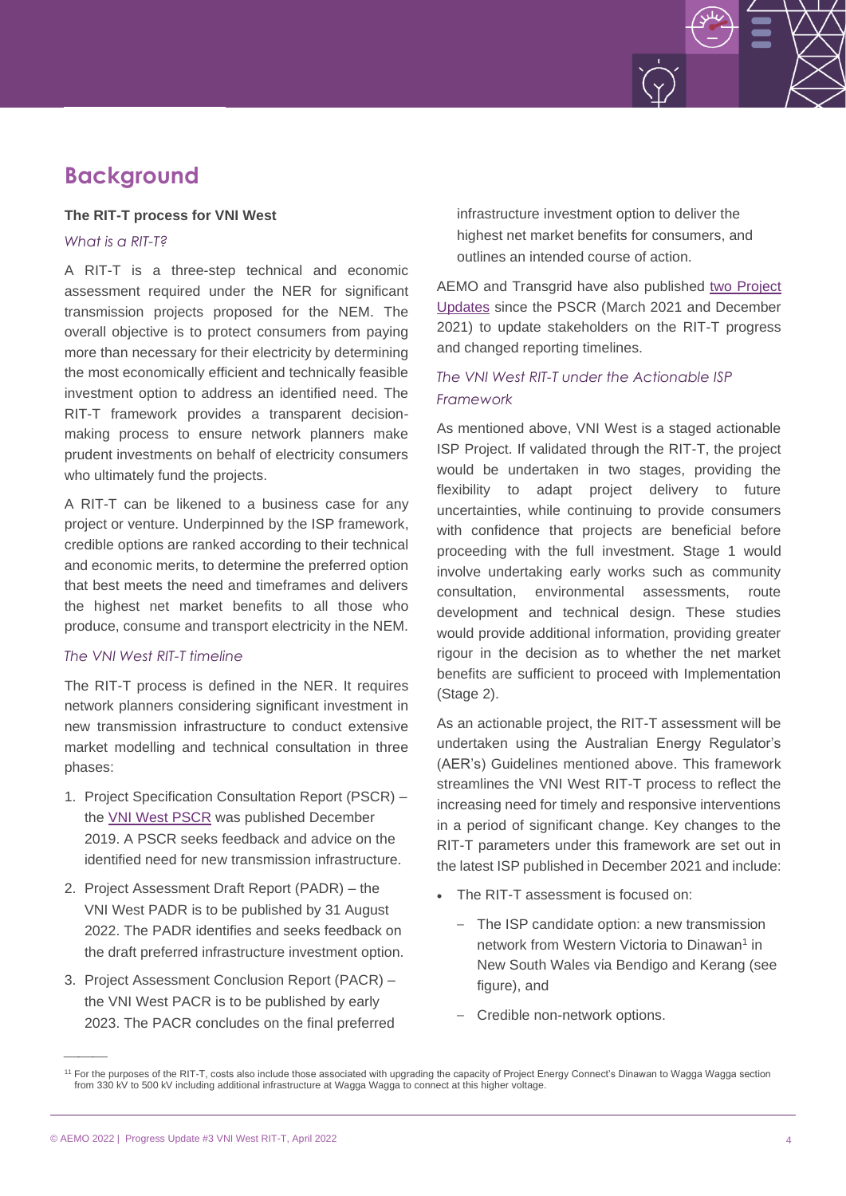## Background

**The RIT-T process for VNI West**

*What is a RIT-T?*

A RIT-T is a three-step technical and economic assessment required under the NER for significant transmission projects proposed for the NEM. The overall objective is to protect consumers from paying more than necessary for their electricity by determining the most economically efficient and technically feasible investment option to address an identified need. The RIT-T framework provides a transparent decision-making process to ensure network planners make prudent investments on behalf of electricity consumers who ultimately fund the projects.

A RIT-T can be likened to a business case for any project or venture. Underpinned by the ISP framework, credible options are ranked according to their technical and economic merits, to determine the preferred option that best meets the need and timeframes and delivers the highest net market benefits to all those who produce, consume and transport electricity in the NEM.

*The VNI West RIT-T timeline*

The RIT-T process is defined in the NER. It requires network planners considering significant investment in new transmission infrastructure to conduct extensive market modelling and technical consultation in three phases:

1. Project Specification Consultation Report (PSCR) – the [VNI West PSCR]() was published December 2019. A PSCR seeks feedback and advice on the identified need for new transmission infrastructure.
2. Project Assessment Draft Report (PADR) – the VNI West PADR is to be published by 31 August 2022. The PADR identifies and seeks feedback on the draft preferred infrastructure investment option.
3. Project Assessment Conclusion Report (PACR) – the VNI West PACR is to be published by early 2023. The PACR concludes on the final preferred infrastructure investment option to deliver the highest net market benefits for consumers, and outlines an intended course of action.

AEMO and Transgrid have also published [two Project Updates]() since the PSCR (March 2021 and December 2021) to update stakeholders on the RIT-T progress and changed reporting timelines.

*The VNI West RIT-T under the Actionable ISP Framework*

As mentioned above, VNI West is a staged actionable ISP Project. If validated through the RIT-T, the project would be undertaken in two stages, providing the flexibility to adapt project delivery to future uncertainties, while continuing to provide consumers with confidence that projects are beneficial before proceeding with the full investment. Stage 1 would involve undertaking early works such as community consultation, environmental assessments, route development and technical design. These studies would provide additional information, providing greater rigour in the decision as to whether the net market benefits are sufficient to proceed with Implementation (Stage 2).

As an actionable project, the RIT-T assessment will be undertaken using the Australian Energy Regulator's (AER's) Guidelines mentioned above. This framework streamlines the VNI West RIT-T process to reflect the increasing need for timely and responsive interventions in a period of significant change. Key changes to the RIT-T parameters under this framework are set out in the latest ISP published in December 2021 and include:

- The RIT-T assessment is focused on:
  - The ISP candidate option: a new transmission network from Western Victoria to Dinawan[1] in New South Wales via Bendigo and Kerang (see figure), and
  - Credible non-network options.

---

[1] For the purposes of the RIT-T, costs also include those associated with upgrading the capacity of Project Energy Connect's Dinawan to Wagga Wagga section from 330 kV to 500 kV including additional infrastructure at Wagga Wagga to connect at this higher voltage.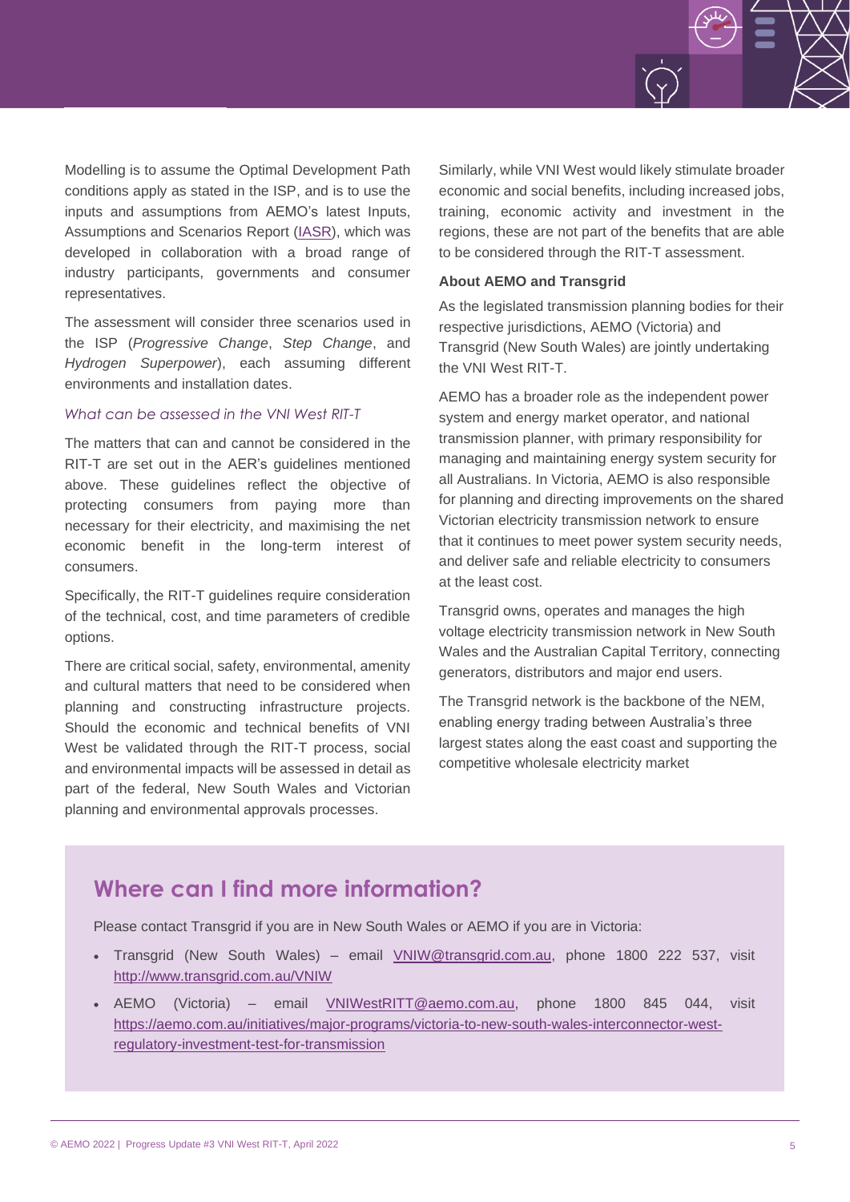Modelling is to assume the Optimal Development Path conditions apply as stated in the ISP, and is to use the inputs and assumptions from AEMO's latest Inputs, Assumptions and Scenarios Report (IASR), which was developed in collaboration with a broad range of industry participants, governments and consumer representatives.

The assessment will consider three scenarios used in the ISP (*Progressive Change*, *Step Change*, and *Hydrogen Superpower*), each assuming different environments and installation dates.

### *What can be assessed in the VNI West RIT-T*

The matters that can and cannot be considered in the RIT-T are set out in the AER's guidelines mentioned above. These guidelines reflect the objective of protecting consumers from paying more than necessary for their electricity, and maximising the net economic benefit in the long-term interest of consumers.

Specifically, the RIT-T guidelines require consideration of the technical, cost, and time parameters of credible options.

There are critical social, safety, environmental, amenity and cultural matters that need to be considered when planning and constructing infrastructure projects. Should the economic and technical benefits of VNI West be validated through the RIT-T process, social and environmental impacts will be assessed in detail as part of the federal, New South Wales and Victorian planning and environmental approvals processes.

Similarly, while VNI West would likely stimulate broader economic and social benefits, including increased jobs, training, economic activity and investment in the regions, these are not part of the benefits that are able to be considered through the RIT-T assessment.

**About AEMO and Transgrid**

As the legislated transmission planning bodies for their respective jurisdictions, AEMO (Victoria) and Transgrid (New South Wales) are jointly undertaking the VNI West RIT-T.

AEMO has a broader role as the independent power system and energy market operator, and national transmission planner, with primary responsibility for managing and maintaining energy system security for all Australians. In Victoria, AEMO is also responsible for planning and directing improvements on the shared Victorian electricity transmission network to ensure that it continues to meet power system security needs, and deliver safe and reliable electricity to consumers at the least cost.

Transgrid owns, operates and manages the high voltage electricity transmission network in New South Wales and the Australian Capital Territory, connecting generators, distributors and major end users.

The Transgrid network is the backbone of the NEM, enabling energy trading between Australia's three largest states along the east coast and supporting the competitive wholesale electricity market

## Where can I find more information?

Please contact Transgrid if you are in New South Wales or AEMO if you are in Victoria:

- Transgrid (New South Wales) – email VNIW@transgrid.com.au, phone 1800 222 537, visit http://www.transgrid.com.au/VNIW
- AEMO (Victoria) – email VNIWestRITT@aemo.com.au, phone 1800 845 044, visit https://aemo.com.au/initiatives/major-programs/victoria-to-new-south-wales-interconnector-west-regulatory-investment-test-for-transmission